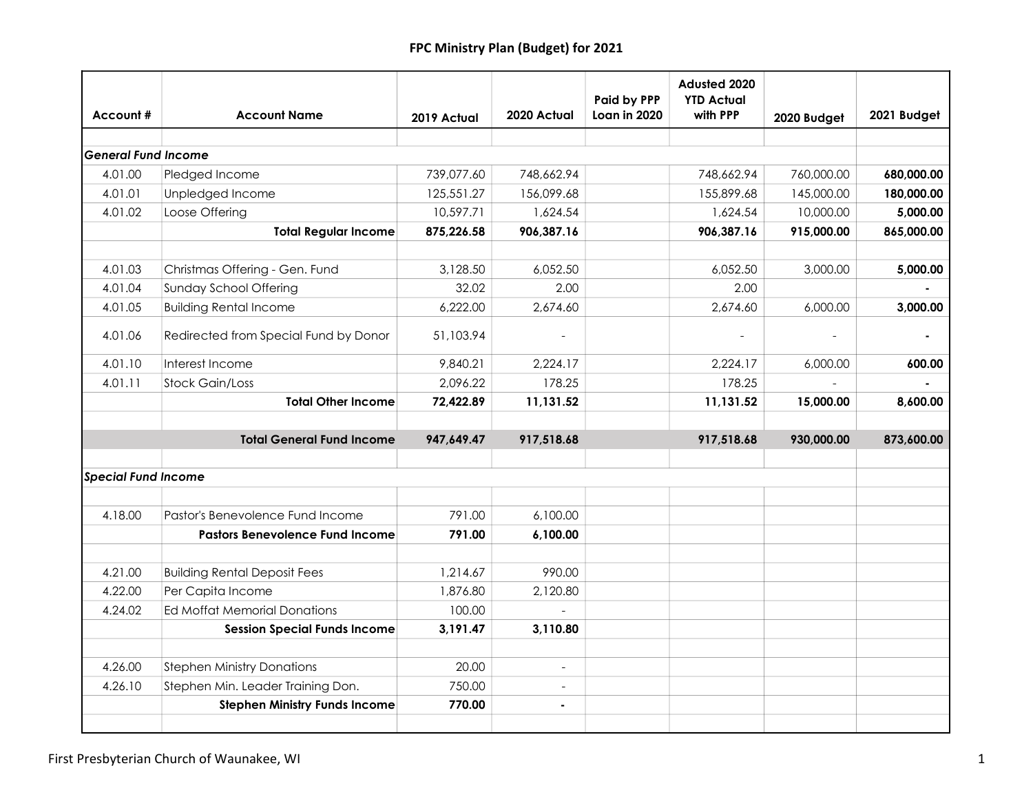# FPC Ministry Plan (Budget) for 2021

| Account # | Account Name | 2019 Actual | 2020 Actual | Paid by PPP Loan in 2020 | Adusted 2020 YTD Actual with PPP | 2020 Budget | 2021 Budget |
|---|---|---|---|---|---|---|---|
| | | | | | | | |
| ***General Fund Income*** | | | | | | | |
| 4.01.00 | Pledged Income | 739,077.60 | 748,662.94 | | 748,662.94 | 760,000.00 | **680,000.00** |
| 4.01.01 | Unpledged Income | 125,551.27 | 156,099.68 | | 155,899.68 | 145,000.00 | **180,000.00** |
| 4.01.02 | Loose Offering | 10,597.71 | 1,624.54 | | 1,624.54 | 10,000.00 | **5,000.00** |
| | **Total Regular Income** | **875,226.58** | **906,387.16** | | **906,387.16** | **915,000.00** | **865,000.00** |
| | | | | | | | |
| 4.01.03 | Christmas Offering - Gen. Fund | 3,128.50 | 6,052.50 | | 6,052.50 | 3,000.00 | **5,000.00** |
| 4.01.04 | Sunday School Offering | 32.02 | 2.00 | | 2.00 | | **-** |
| 4.01.05 | Building Rental Income | 6,222.00 | 2,674.60 | | 2,674.60 | 6,000.00 | **3,000.00** |
| 4.01.06 | Redirected from Special Fund by Donor | 51,103.94 | - | | - | - | **-** |
| 4.01.10 | Interest Income | 9,840.21 | 2,224.17 | | 2,224.17 | 6,000.00 | **600.00** |
| 4.01.11 | Stock Gain/Loss | 2,096.22 | 178.25 | | 178.25 | - | **-** |
| | **Total Other Income** | **72,422.89** | **11,131.52** | | **11,131.52** | **15,000.00** | **8,600.00** |
| | | | | | | | |
| | **Total General Fund Income** | **947,649.47** | **917,518.68** | | **917,518.68** | **930,000.00** | **873,600.00** |
| | | | | | | | |
| ***Special Fund Income*** | | | | | | | |
| | | | | | | | |
| 4.18.00 | Pastor's Benevolence Fund Income | 791.00 | 6,100.00 | | | | |
| | **Pastors Benevolence Fund Income** | **791.00** | **6,100.00** | | | | |
| | | | | | | | |
| 4.21.00 | Building Rental Deposit Fees | 1,214.67 | 990.00 | | | | |
| 4.22.00 | Per Capita Income | 1,876.80 | 2,120.80 | | | | |
| 4.24.02 | Ed Moffat Memorial Donations | 100.00 | - | | | | |
| | **Session Special Funds Income** | **3,191.47** | **3,110.80** | | | | |
| | | | | | | | |
| 4.26.00 | Stephen Ministry Donations | 20.00 | - | | | | |
| 4.26.10 | Stephen Min. Leader Training Don. | 750.00 | - | | | | |
| | **Stephen Ministry Funds Income** | **770.00** | **-** | | | | |
| | | | | | | | |

First Presbyterian Church of Waunakee, WI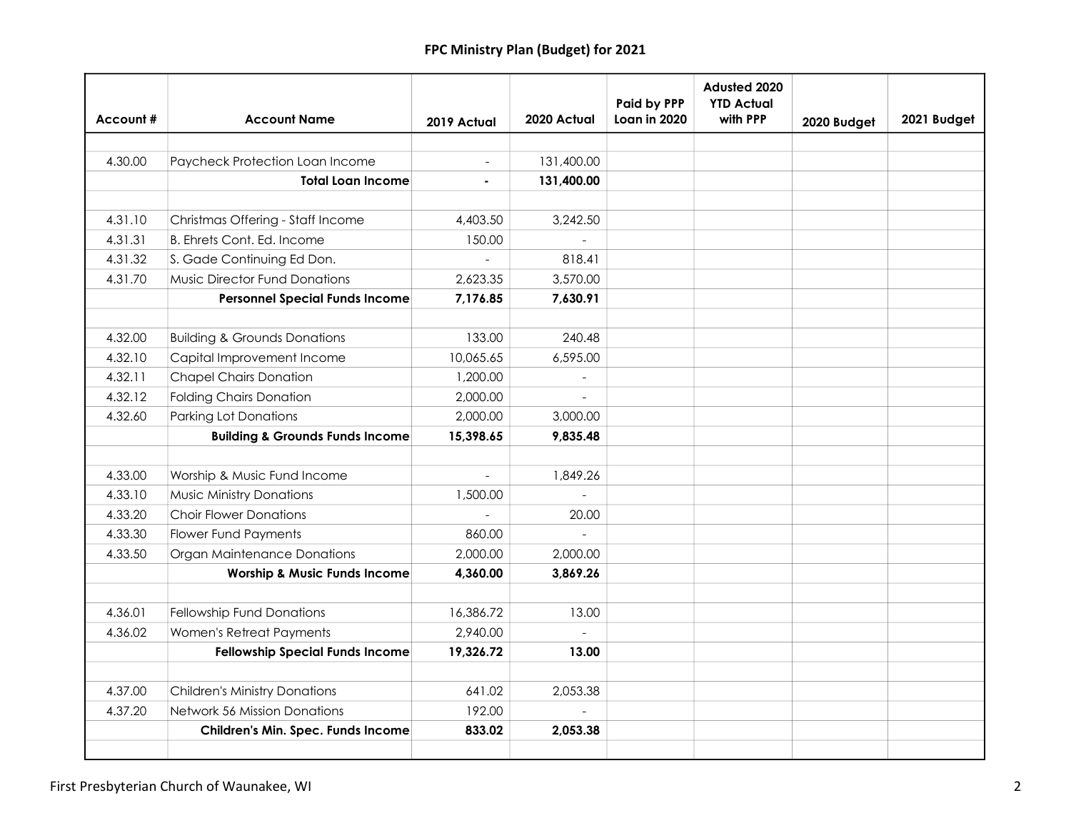## FPC Ministry Plan (Budget) for 2021

| Account # | Account Name | 2019 Actual | 2020 Actual | Paid by PPP Loan in 2020 | Adusted 2020 YTD Actual with PPP | 2020 Budget | 2021 Budget |
|---|---|---|---|---|---|---|---|
| | | | | | | | |
| 4.30.00 | Paycheck Protection Loan Income | - | 131,400.00 | | | | |
| | **Total Loan Income** | **-** | **131,400.00** | | | | |
| | | | | | | | |
| 4.31.10 | Christmas Offering - Staff Income | 4,403.50 | 3,242.50 | | | | |
| 4.31.31 | B. Ehrets Cont. Ed. Income | 150.00 | - | | | | |
| 4.31.32 | S. Gade Continuing Ed Don. | - | 818.41 | | | | |
| 4.31.70 | Music Director Fund Donations | 2,623.35 | 3,570.00 | | | | |
| | **Personnel Special Funds Income** | **7,176.85** | **7,630.91** | | | | |
| | | | | | | | |
| 4.32.00 | Building & Grounds Donations | 133.00 | 240.48 | | | | |
| 4.32.10 | Capital Improvement Income | 10,065.65 | 6,595.00 | | | | |
| 4.32.11 | Chapel Chairs Donation | 1,200.00 | - | | | | |
| 4.32.12 | Folding Chairs Donation | 2,000.00 | - | | | | |
| 4.32.60 | Parking Lot Donations | 2,000.00 | 3,000.00 | | | | |
| | **Building & Grounds Funds Income** | **15,398.65** | **9,835.48** | | | | |
| | | | | | | | |
| 4.33.00 | Worship & Music Fund Income | - | 1,849.26 | | | | |
| 4.33.10 | Music Ministry Donations | 1,500.00 | - | | | | |
| 4.33.20 | Choir Flower Donations | - | 20.00 | | | | |
| 4.33.30 | Flower Fund Payments | 860.00 | - | | | | |
| 4.33.50 | Organ Maintenance Donations | 2,000.00 | 2,000.00 | | | | |
| | **Worship & Music Funds Income** | **4,360.00** | **3,869.26** | | | | |
| | | | | | | | |
| 4.36.01 | Fellowship Fund Donations | 16,386.72 | 13.00 | | | | |
| 4.36.02 | Women's Retreat Payments | 2,940.00 | - | | | | |
| | **Fellowship Special Funds Income** | **19,326.72** | **13.00** | | | | |
| | | | | | | | |
| 4.37.00 | Children's Ministry Donations | 641.02 | 2,053.38 | | | | |
| 4.37.20 | Network 56 Mission Donations | 192.00 | - | | | | |
| | **Children's Min. Spec. Funds Income** | **833.02** | **2,053.38** | | | | |
| | | | | | | | |

First Presbyterian Church of Waunakee, WI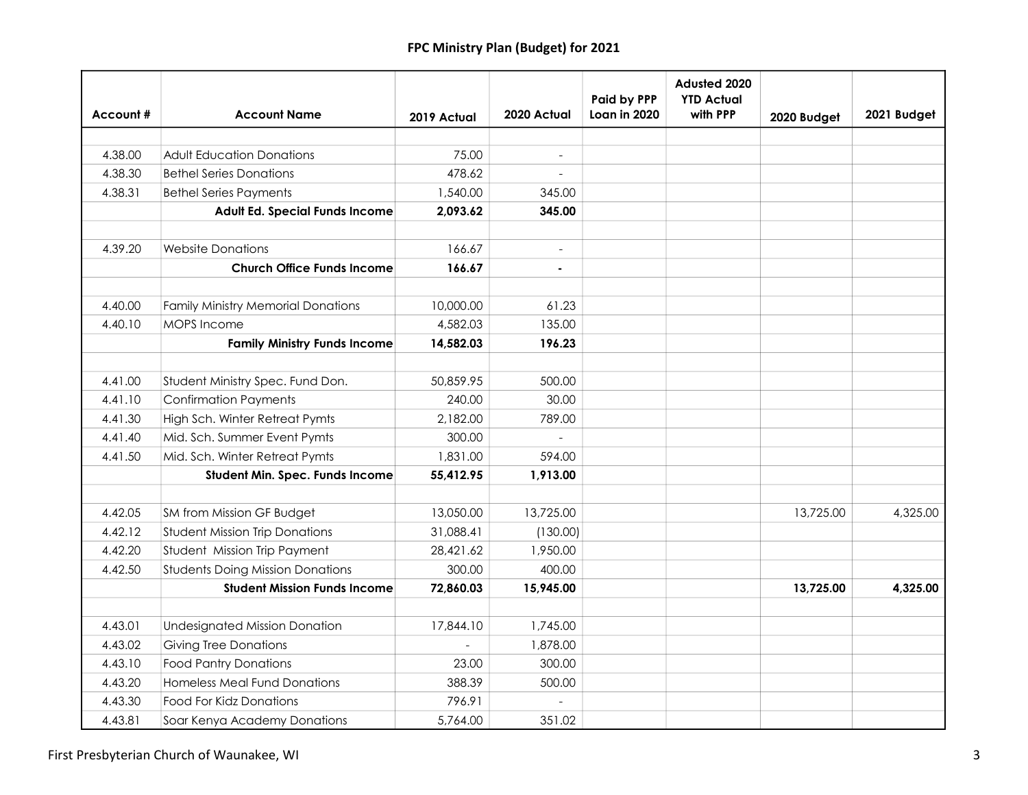# FPC Ministry Plan (Budget) for 2021

| Account # | Account Name | 2019 Actual | 2020 Actual | Paid by PPP Loan in 2020 | Adusted 2020 YTD Actual with PPP | 2020 Budget | 2021 Budget |
|---|---|---|---|---|---|---|---|
| | | | | | | | |
| 4.38.00 | Adult Education Donations | 75.00 | - | | | | |
| 4.38.30 | Bethel Series Donations | 478.62 | - | | | | |
| 4.38.31 | Bethel Series Payments | 1,540.00 | 345.00 | | | | |
| | **Adult Ed. Special Funds Income** | **2,093.62** | **345.00** | | | | |
| | | | | | | | |
| 4.39.20 | Website Donations | 166.67 | - | | | | |
| | **Church Office Funds Income** | **166.67** | **-** | | | | |
| | | | | | | | |
| 4.40.00 | Family Ministry Memorial Donations | 10,000.00 | 61.23 | | | | |
| 4.40.10 | MOPS Income | 4,582.03 | 135.00 | | | | |
| | **Family Ministry Funds Income** | **14,582.03** | **196.23** | | | | |
| | | | | | | | |
| 4.41.00 | Student Ministry Spec. Fund Don. | 50,859.95 | 500.00 | | | | |
| 4.41.10 | Confirmation Payments | 240.00 | 30.00 | | | | |
| 4.41.30 | High Sch. Winter Retreat Pymts | 2,182.00 | 789.00 | | | | |
| 4.41.40 | Mid. Sch. Summer Event Pymts | 300.00 | - | | | | |
| 4.41.50 | Mid. Sch. Winter Retreat Pymts | 1,831.00 | 594.00 | | | | |
| | **Student Min. Spec. Funds Income** | **55,412.95** | **1,913.00** | | | | |
| | | | | | | | |
| 4.42.05 | SM from Mission GF Budget | 13,050.00 | 13,725.00 | | | 13,725.00 | 4,325.00 |
| 4.42.12 | Student Mission Trip Donations | 31,088.41 | (130.00) | | | | |
| 4.42.20 | Student Mission Trip Payment | 28,421.62 | 1,950.00 | | | | |
| 4.42.50 | Students Doing Mission Donations | 300.00 | 400.00 | | | | |
| | **Student Mission Funds Income** | **72,860.03** | **15,945.00** | | | **13,725.00** | **4,325.00** |
| | | | | | | | |
| 4.43.01 | Undesignated Mission Donation | 17,844.10 | 1,745.00 | | | | |
| 4.43.02 | Giving Tree Donations | - | 1,878.00 | | | | |
| 4.43.10 | Food Pantry Donations | 23.00 | 300.00 | | | | |
| 4.43.20 | Homeless Meal Fund Donations | 388.39 | 500.00 | | | | |
| 4.43.30 | Food For Kidz Donations | 796.91 | - | | | | |
| 4.43.81 | Soar Kenya Academy Donations | 5,764.00 | 351.02 | | | | |

First Presbyterian Church of Waunakee, WI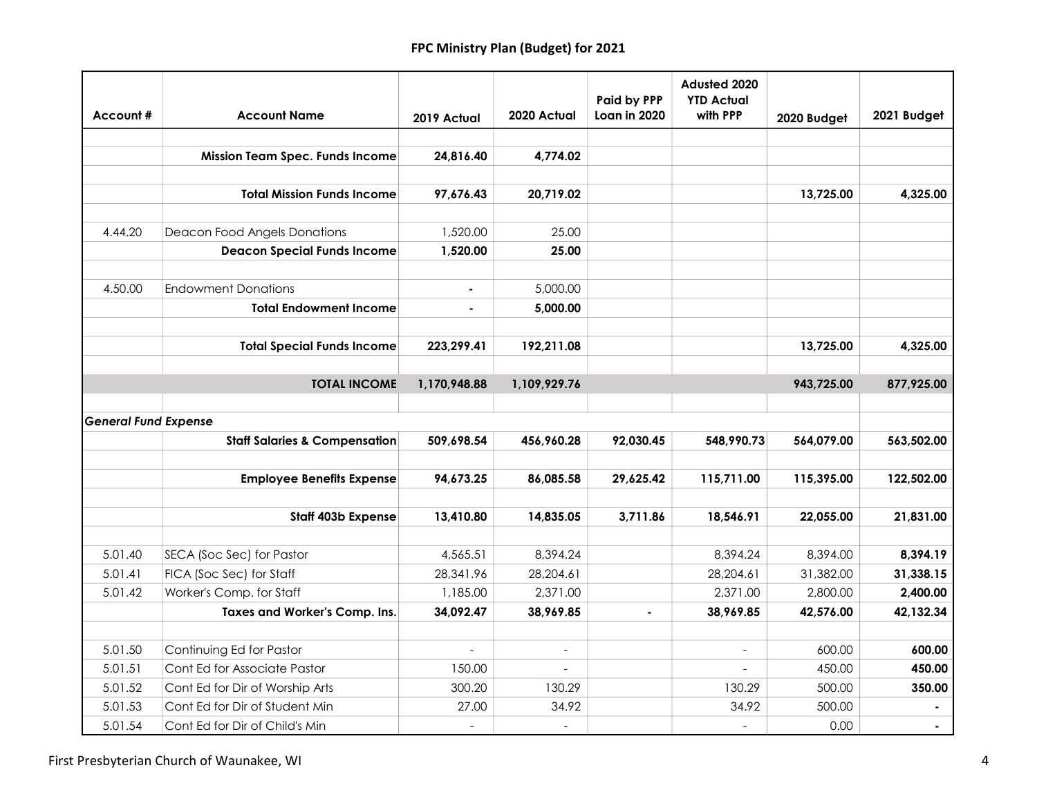# FPC Ministry Plan (Budget) for 2021

| Account # | Account Name | 2019 Actual | 2020 Actual | Paid by PPP Loan in 2020 | Adusted 2020 YTD Actual with PPP | 2020 Budget | 2021 Budget |
|---|---|---|---|---|---|---|---|
| | | | | | | | |
| | **Mission Team Spec. Funds Income** | **24,816.40** | **4,774.02** | | | | |
| | | | | | | | |
| | **Total Mission Funds Income** | **97,676.43** | **20,719.02** | | | **13,725.00** | **4,325.00** |
| | | | | | | | |
| 4.44.20 | Deacon Food Angels Donations | 1,520.00 | 25.00 | | | | |
| | **Deacon Special Funds Income** | **1,520.00** | **25.00** | | | | |
| | | | | | | | |
| 4.50.00 | Endowment Donations | - | 5,000.00 | | | | |
| | **Total Endowment Income** | **-** | **5,000.00** | | | | |
| | | | | | | | |
| | **Total Special Funds Income** | **223,299.41** | **192,211.08** | | | **13,725.00** | **4,325.00** |
| | | | | | | | |
| | **TOTAL INCOME** | **1,170,948.88** | **1,109,929.76** | | | **943,725.00** | **877,925.00** |
| | | | | | | | |
| ***General Fund Expense*** | | | | | | | |
| | **Staff Salaries & Compensation** | **509,698.54** | **456,960.28** | **92,030.45** | **548,990.73** | **564,079.00** | **563,502.00** |
| | | | | | | | |
| | **Employee Benefits Expense** | **94,673.25** | **86,085.58** | **29,625.42** | **115,711.00** | **115,395.00** | **122,502.00** |
| | | | | | | | |
| | **Staff 403b Expense** | **13,410.80** | **14,835.05** | **3,711.86** | **18,546.91** | **22,055.00** | **21,831.00** |
| | | | | | | | |
| 5.01.40 | SECA (Soc Sec) for Pastor | 4,565.51 | 8,394.24 | | 8,394.24 | 8,394.00 | **8,394.19** |
| 5.01.41 | FICA (Soc Sec) for Staff | 28,341.96 | 28,204.61 | | 28,204.61 | 31,382.00 | **31,338.15** |
| 5.01.42 | Worker's Comp. for Staff | 1,185.00 | 2,371.00 | | 2,371.00 | 2,800.00 | **2,400.00** |
| | **Taxes and Worker's Comp. Ins.** | **34,092.47** | **38,969.85** | **-** | **38,969.85** | **42,576.00** | **42,132.34** |
| | | | | | | | |
| 5.01.50 | Continuing Ed for Pastor | - | - | | - | 600.00 | **600.00** |
| 5.01.51 | Cont Ed for Associate Pastor | 150.00 | - | | - | 450.00 | **450.00** |
| 5.01.52 | Cont Ed for Dir of Worship Arts | 300.20 | 130.29 | | 130.29 | 500.00 | **350.00** |
| 5.01.53 | Cont Ed for Dir of Student Min | 27.00 | 34.92 | | 34.92 | 500.00 | **-** |
| 5.01.54 | Cont Ed for Dir of Child's Min | - | - | | - | 0.00 | **-** |

First Presbyterian Church of Waunakee, WI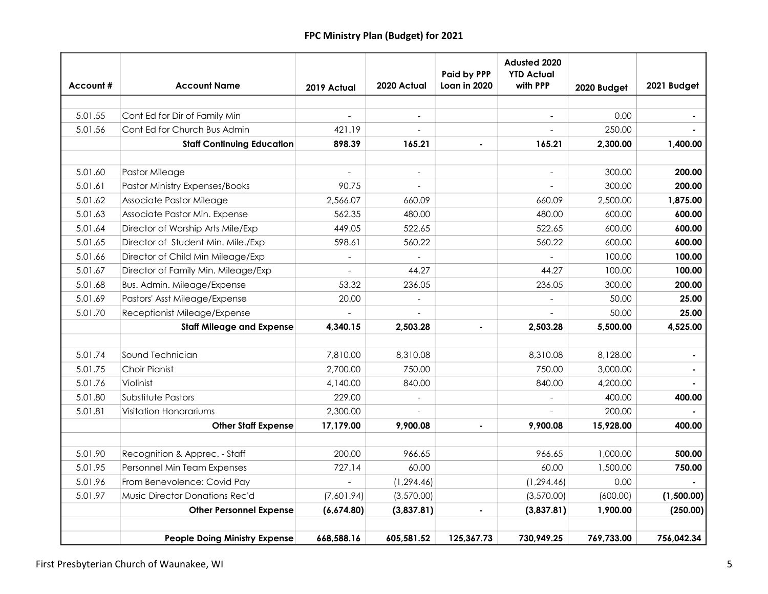## FPC Ministry Plan (Budget) for 2021

| Account # | Account Name | 2019 Actual | 2020 Actual | Paid by PPP Loan in 2020 | Adusted 2020 YTD Actual with PPP | 2020 Budget | 2021 Budget |
|---|---|---|---|---|---|---|---|
| | | | | | | | |
| 5.01.55 | Cont Ed for Dir of Family Min | - | - | | - | 0.00 | **-** |
| 5.01.56 | Cont Ed for Church Bus Admin | 421.19 | - | | - | 250.00 | **-** |
| | **Staff Continuing Education** | **898.39** | **165.21** | **-** | **165.21** | **2,300.00** | **1,400.00** |
| | | | | | | | |
| 5.01.60 | Pastor Mileage | - | - | | - | 300.00 | **200.00** |
| 5.01.61 | Pastor Ministry Expenses/Books | 90.75 | - | | - | 300.00 | **200.00** |
| 5.01.62 | Associate Pastor Mileage | 2,566.07 | 660.09 | | 660.09 | 2,500.00 | **1,875.00** |
| 5.01.63 | Associate Pastor Min. Expense | 562.35 | 480.00 | | 480.00 | 600.00 | **600.00** |
| 5.01.64 | Director of Worship Arts Mile/Exp | 449.05 | 522.65 | | 522.65 | 600.00 | **600.00** |
| 5.01.65 | Director of Student Min. Mile./Exp | 598.61 | 560.22 | | 560.22 | 600.00 | **600.00** |
| 5.01.66 | Director of Child Min Mileage/Exp | - | - | | - | 100.00 | **100.00** |
| 5.01.67 | Director of Family Min. Mileage/Exp | - | 44.27 | | 44.27 | 100.00 | **100.00** |
| 5.01.68 | Bus. Admin. Mileage/Expense | 53.32 | 236.05 | | 236.05 | 300.00 | **200.00** |
| 5.01.69 | Pastors' Asst Mileage/Expense | 20.00 | - | | - | 50.00 | **25.00** |
| 5.01.70 | Receptionist Mileage/Expense | - | - | | - | 50.00 | **25.00** |
| | **Staff Mileage and Expense** | **4,340.15** | **2,503.28** | **-** | **2,503.28** | **5,500.00** | **4,525.00** |
| | | | | | | | |
| 5.01.74 | Sound Technician | 7,810.00 | 8,310.08 | | 8,310.08 | 8,128.00 | **-** |
| 5.01.75 | Choir Pianist | 2,700.00 | 750.00 | | 750.00 | 3,000.00 | **-** |
| 5.01.76 | Violinist | 4,140.00 | 840.00 | | 840.00 | 4,200.00 | **-** |
| 5.01.80 | Substitute Pastors | 229.00 | - | | - | 400.00 | **400.00** |
| 5.01.81 | Visitation Honorariums | 2,300.00 | - | | - | 200.00 | **-** |
| | **Other Staff Expense** | **17,179.00** | **9,900.08** | **-** | **9,900.08** | **15,928.00** | **400.00** |
| | | | | | | | |
| 5.01.90 | Recognition & Apprec. - Staff | 200.00 | 966.65 | | 966.65 | 1,000.00 | **500.00** |
| 5.01.95 | Personnel Min Team Expenses | 727.14 | 60.00 | | 60.00 | 1,500.00 | **750.00** |
| 5.01.96 | From Benevolence: Covid Pay | - | (1,294.46) | | (1,294.46) | 0.00 | **-** |
| 5.01.97 | Music Director Donations Rec'd | (7,601.94) | (3,570.00) | | (3,570.00) | (600.00) | **(1,500.00)** |
| | **Other Personnel Expense** | **(6,674.80)** | **(3,837.81)** | **-** | **(3,837.81)** | **1,900.00** | **(250.00)** |
| | | | | | | | |
| | **People Doing Ministry Expense** | **668,588.16** | **605,581.52** | **125,367.73** | **730,949.25** | **769,733.00** | **756,042.34** |

First Presbyterian Church of Waunakee, WI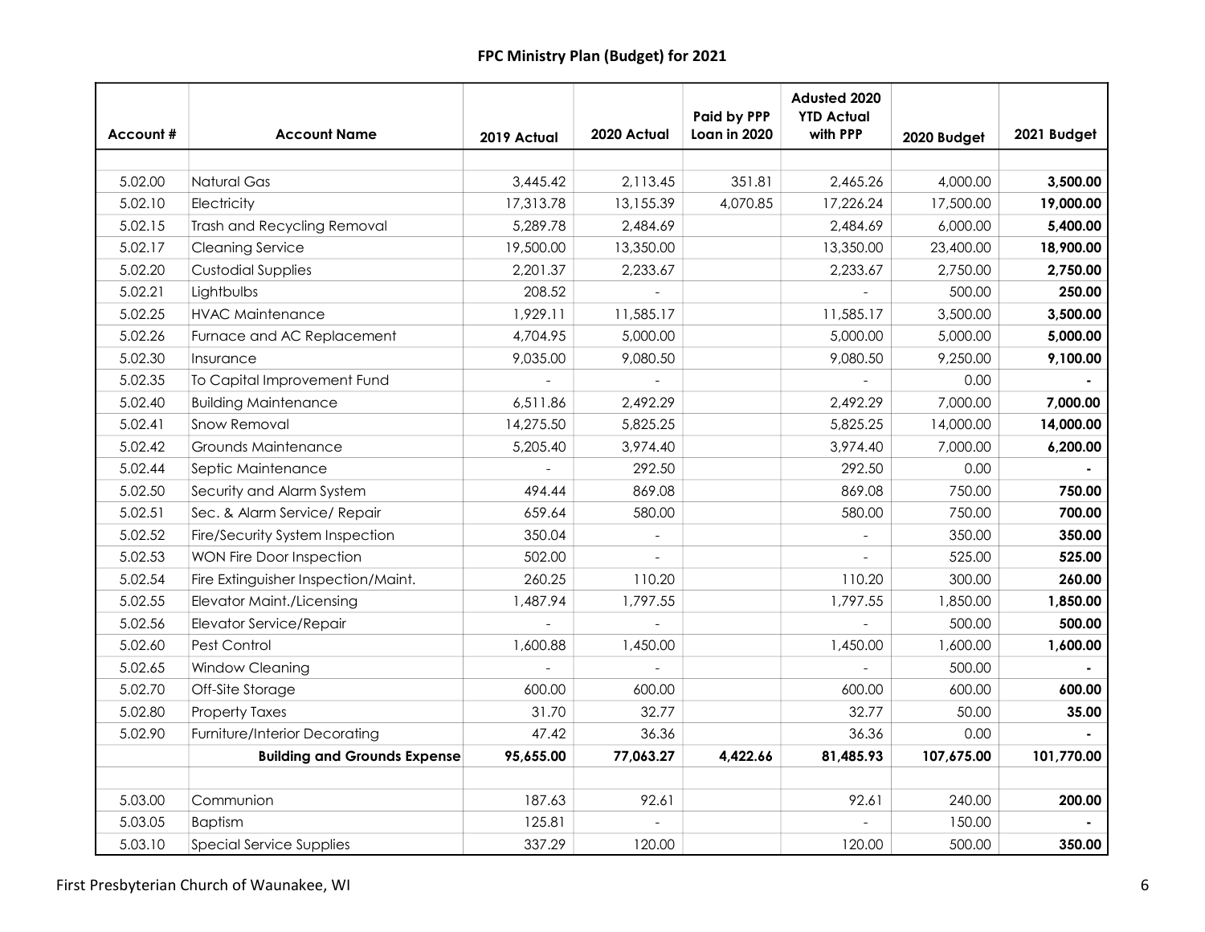# FPC Ministry Plan (Budget) for 2021

| Account # | Account Name | 2019 Actual | 2020 Actual | Paid by PPP Loan in 2020 | Adusted 2020 YTD Actual with PPP | 2020 Budget | 2021 Budget |
|---|---|---|---|---|---|---|---|
| | | | | | | | |
| 5.02.00 | Natural Gas | 3,445.42 | 2,113.45 | 351.81 | 2,465.26 | 4,000.00 | **3,500.00** |
| 5.02.10 | Electricity | 17,313.78 | 13,155.39 | 4,070.85 | 17,226.24 | 17,500.00 | **19,000.00** |
| 5.02.15 | Trash and Recycling Removal | 5,289.78 | 2,484.69 | | 2,484.69 | 6,000.00 | **5,400.00** |
| 5.02.17 | Cleaning Service | 19,500.00 | 13,350.00 | | 13,350.00 | 23,400.00 | **18,900.00** |
| 5.02.20 | Custodial Supplies | 2,201.37 | 2,233.67 | | 2,233.67 | 2,750.00 | **2,750.00** |
| 5.02.21 | Lightbulbs | 208.52 | - | | - | 500.00 | **250.00** |
| 5.02.25 | HVAC Maintenance | 1,929.11 | 11,585.17 | | 11,585.17 | 3,500.00 | **3,500.00** |
| 5.02.26 | Furnace and AC Replacement | 4,704.95 | 5,000.00 | | 5,000.00 | 5,000.00 | **5,000.00** |
| 5.02.30 | Insurance | 9,035.00 | 9,080.50 | | 9,080.50 | 9,250.00 | **9,100.00** |
| 5.02.35 | To Capital Improvement Fund | - | - | | - | 0.00 | **-** |
| 5.02.40 | Building Maintenance | 6,511.86 | 2,492.29 | | 2,492.29 | 7,000.00 | **7,000.00** |
| 5.02.41 | Snow Removal | 14,275.50 | 5,825.25 | | 5,825.25 | 14,000.00 | **14,000.00** |
| 5.02.42 | Grounds Maintenance | 5,205.40 | 3,974.40 | | 3,974.40 | 7,000.00 | **6,200.00** |
| 5.02.44 | Septic Maintenance | - | 292.50 | | 292.50 | 0.00 | **-** |
| 5.02.50 | Security and Alarm System | 494.44 | 869.08 | | 869.08 | 750.00 | **750.00** |
| 5.02.51 | Sec. & Alarm Service/ Repair | 659.64 | 580.00 | | 580.00 | 750.00 | **700.00** |
| 5.02.52 | Fire/Security System Inspection | 350.04 | - | | - | 350.00 | **350.00** |
| 5.02.53 | WON Fire Door Inspection | 502.00 | - | | - | 525.00 | **525.00** |
| 5.02.54 | Fire Extinguisher Inspection/Maint. | 260.25 | 110.20 | | 110.20 | 300.00 | **260.00** |
| 5.02.55 | Elevator Maint./Licensing | 1,487.94 | 1,797.55 | | 1,797.55 | 1,850.00 | **1,850.00** |
| 5.02.56 | Elevator Service/Repair | - | - | | - | 500.00 | **500.00** |
| 5.02.60 | Pest Control | 1,600.88 | 1,450.00 | | 1,450.00 | 1,600.00 | **1,600.00** |
| 5.02.65 | Window Cleaning | - | - | | - | 500.00 | **-** |
| 5.02.70 | Off-Site Storage | 600.00 | 600.00 | | 600.00 | 600.00 | **600.00** |
| 5.02.80 | Property Taxes | 31.70 | 32.77 | | 32.77 | 50.00 | **35.00** |
| 5.02.90 | Furniture/Interior Decorating | 47.42 | 36.36 | | 36.36 | 0.00 | **-** |
| | **Building and Grounds Expense** | **95,655.00** | **77,063.27** | **4,422.66** | **81,485.93** | **107,675.00** | **101,770.00** |
| | | | | | | | |
| 5.03.00 | Communion | 187.63 | 92.61 | | 92.61 | 240.00 | **200.00** |
| 5.03.05 | Baptism | 125.81 | - | | - | 150.00 | **-** |
| 5.03.10 | Special Service Supplies | 337.29 | 120.00 | | 120.00 | 500.00 | **350.00** |

First Presbyterian Church of Waunakee, WI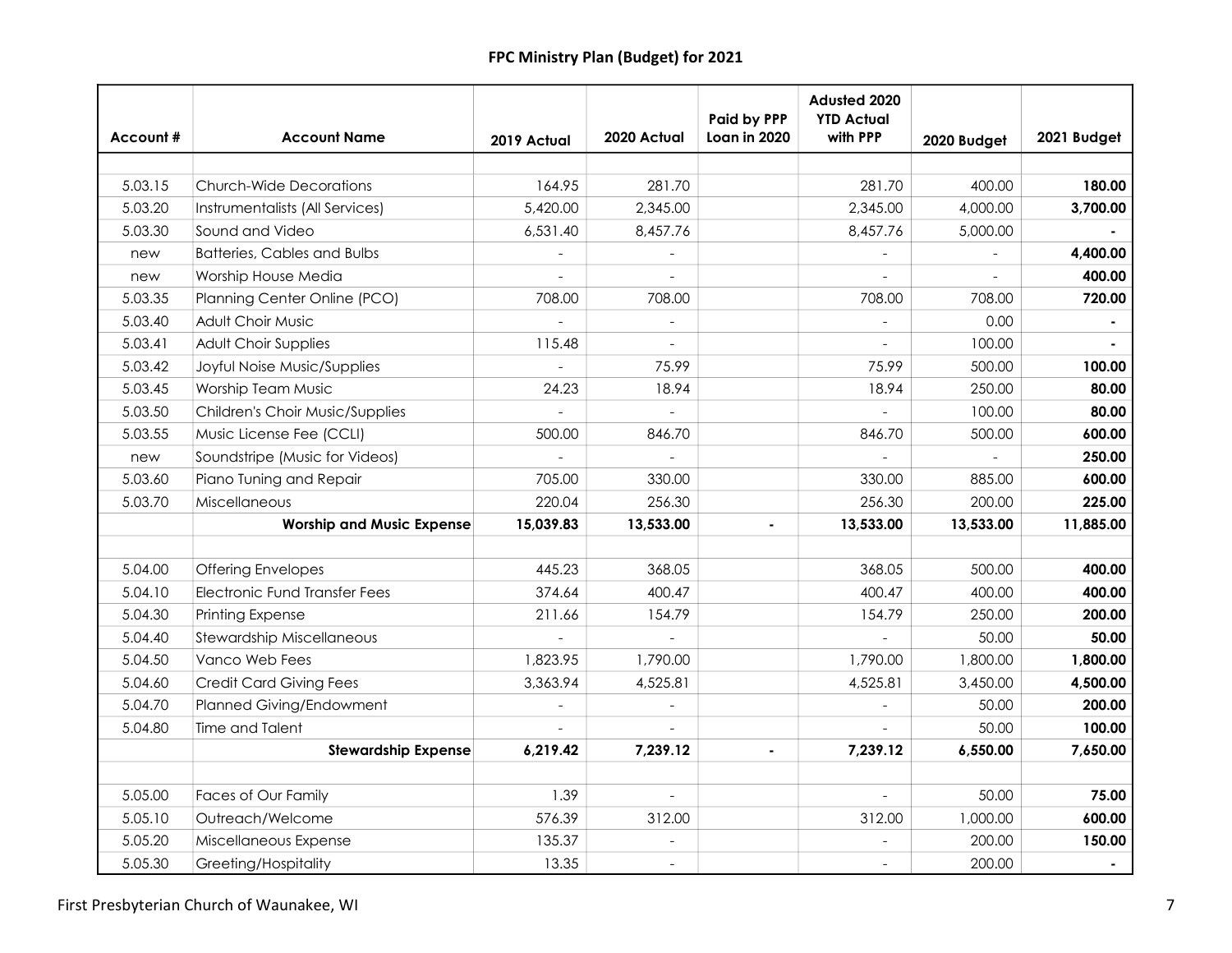# FPC Ministry Plan (Budget) for 2021

| Account # | Account Name | 2019 Actual | 2020 Actual | Paid by PPP Loan in 2020 | Adusted 2020 YTD Actual with PPP | 2020 Budget | 2021 Budget |
|---|---|---|---|---|---|---|---|
| | | | | | | | |
| 5.03.15 | Church-Wide Decorations | 164.95 | 281.70 | | 281.70 | 400.00 | **180.00** |
| 5.03.20 | Instrumentalists (All Services) | 5,420.00 | 2,345.00 | | 2,345.00 | 4,000.00 | **3,700.00** |
| 5.03.30 | Sound and Video | 6,531.40 | 8,457.76 | | 8,457.76 | 5,000.00 | **-** |
| new | Batteries, Cables and Bulbs | - | - | | - | - | **4,400.00** |
| new | Worship House Media | - | - | | - | - | **400.00** |
| 5.03.35 | Planning Center Online (PCO) | 708.00 | 708.00 | | 708.00 | 708.00 | **720.00** |
| 5.03.40 | Adult Choir Music | - | - | | - | 0.00 | **-** |
| 5.03.41 | Adult Choir Supplies | 115.48 | - | | - | 100.00 | **-** |
| 5.03.42 | Joyful Noise Music/Supplies | - | 75.99 | | 75.99 | 500.00 | **100.00** |
| 5.03.45 | Worship Team Music | 24.23 | 18.94 | | 18.94 | 250.00 | **80.00** |
| 5.03.50 | Children's Choir Music/Supplies | - | - | | - | 100.00 | **80.00** |
| 5.03.55 | Music License Fee (CCLI) | 500.00 | 846.70 | | 846.70 | 500.00 | **600.00** |
| new | Soundstripe (Music for Videos) | - | - | | - | - | **250.00** |
| 5.03.60 | Piano Tuning and Repair | 705.00 | 330.00 | | 330.00 | 885.00 | **600.00** |
| 5.03.70 | Miscellaneous | 220.04 | 256.30 | | 256.30 | 200.00 | **225.00** |
| | **Worship and Music Expense** | **15,039.83** | **13,533.00** | **-** | **13,533.00** | **13,533.00** | **11,885.00** |
| | | | | | | | |
| 5.04.00 | Offering Envelopes | 445.23 | 368.05 | | 368.05 | 500.00 | **400.00** |
| 5.04.10 | Electronic Fund Transfer Fees | 374.64 | 400.47 | | 400.47 | 400.00 | **400.00** |
| 5.04.30 | Printing Expense | 211.66 | 154.79 | | 154.79 | 250.00 | **200.00** |
| 5.04.40 | Stewardship Miscellaneous | - | - | | - | 50.00 | **50.00** |
| 5.04.50 | Vanco Web Fees | 1,823.95 | 1,790.00 | | 1,790.00 | 1,800.00 | **1,800.00** |
| 5.04.60 | Credit Card Giving Fees | 3,363.94 | 4,525.81 | | 4,525.81 | 3,450.00 | **4,500.00** |
| 5.04.70 | Planned Giving/Endowment | - | - | | - | 50.00 | **200.00** |
| 5.04.80 | Time and Talent | - | - | | - | 50.00 | **100.00** |
| | **Stewardship Expense** | **6,219.42** | **7,239.12** | **-** | **7,239.12** | **6,550.00** | **7,650.00** |
| | | | | | | | |
| 5.05.00 | Faces of Our Family | 1.39 | - | | - | 50.00 | **75.00** |
| 5.05.10 | Outreach/Welcome | 576.39 | 312.00 | | 312.00 | 1,000.00 | **600.00** |
| 5.05.20 | Miscellaneous Expense | 135.37 | - | | - | 200.00 | **150.00** |
| 5.05.30 | Greeting/Hospitality | 13.35 | - | | - | 200.00 | **-** |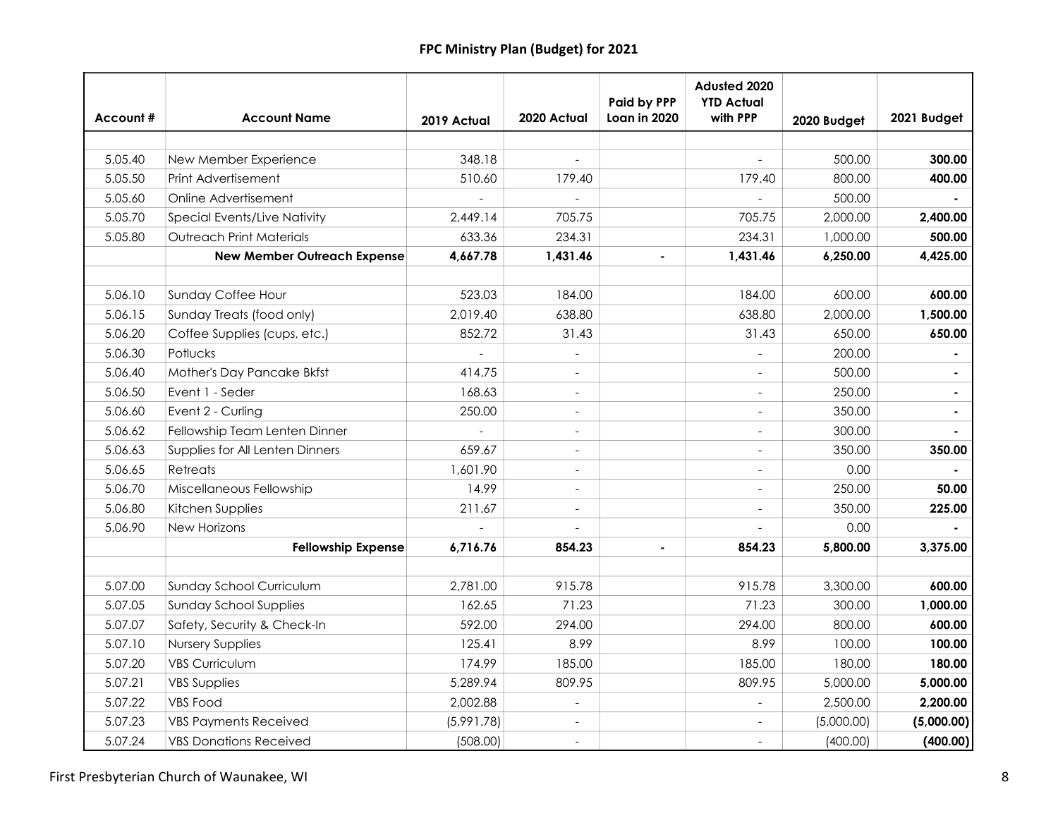## FPC Ministry Plan (Budget) for 2021

| Account # | Account Name | 2019 Actual | 2020 Actual | Paid by PPP Loan in 2020 | Adusted 2020 YTD Actual with PPP | 2020 Budget | 2021 Budget |
|---|---|---|---|---|---|---|---|
| | | | | | | | |
| 5.05.40 | New Member Experience | 348.18 | - | | - | 500.00 | **300.00** |
| 5.05.50 | Print Advertisement | 510.60 | 179.40 | | 179.40 | 800.00 | **400.00** |
| 5.05.60 | Online Advertisement | - | - | | - | 500.00 | **-** |
| 5.05.70 | Special Events/Live Nativity | 2,449.14 | 705.75 | | 705.75 | 2,000.00 | **2,400.00** |
| 5.05.80 | Outreach Print Materials | 633.36 | 234.31 | | 234.31 | 1,000.00 | **500.00** |
| | **New Member Outreach Expense** | **4,667.78** | **1,431.46** | **-** | **1,431.46** | **6,250.00** | **4,425.00** |
| | | | | | | | |
| 5.06.10 | Sunday Coffee Hour | 523.03 | 184.00 | | 184.00 | 600.00 | **600.00** |
| 5.06.15 | Sunday Treats (food only) | 2,019.40 | 638.80 | | 638.80 | 2,000.00 | **1,500.00** |
| 5.06.20 | Coffee Supplies (cups, etc.) | 852.72 | 31.43 | | 31.43 | 650.00 | **650.00** |
| 5.06.30 | Potlucks | - | - | | - | 200.00 | **-** |
| 5.06.40 | Mother's Day Pancake Bkfst | 414.75 | - | | - | 500.00 | **-** |
| 5.06.50 | Event 1 - Seder | 168.63 | - | | - | 250.00 | **-** |
| 5.06.60 | Event 2 - Curling | 250.00 | - | | - | 350.00 | **-** |
| 5.06.62 | Fellowship Team Lenten Dinner | - | - | | - | 300.00 | **-** |
| 5.06.63 | Supplies for All Lenten Dinners | 659.67 | - | | - | 350.00 | **350.00** |
| 5.06.65 | Retreats | 1,601.90 | - | | - | 0.00 | **-** |
| 5.06.70 | Miscellaneous Fellowship | 14.99 | - | | - | 250.00 | **50.00** |
| 5.06.80 | Kitchen Supplies | 211.67 | - | | - | 350.00 | **225.00** |
| 5.06.90 | New Horizons | - | - | | - | 0.00 | **-** |
| | **Fellowship Expense** | **6,716.76** | **854.23** | **-** | **854.23** | **5,800.00** | **3,375.00** |
| | | | | | | | |
| 5.07.00 | Sunday School Curriculum | 2,781.00 | 915.78 | | 915.78 | 3,300.00 | **600.00** |
| 5.07.05 | Sunday School Supplies | 162.65 | 71.23 | | 71.23 | 300.00 | **1,000.00** |
| 5.07.07 | Safety, Security & Check-In | 592.00 | 294.00 | | 294.00 | 800.00 | **600.00** |
| 5.07.10 | Nursery Supplies | 125.41 | 8.99 | | 8.99 | 100.00 | **100.00** |
| 5.07.20 | VBS Curriculum | 174.99 | 185.00 | | 185.00 | 180.00 | **180.00** |
| 5.07.21 | VBS Supplies | 5,289.94 | 809.95 | | 809.95 | 5,000.00 | **5,000.00** |
| 5.07.22 | VBS Food | 2,002.88 | - | | - | 2,500.00 | **2,200.00** |
| 5.07.23 | VBS Payments Received | (5,991.78) | - | | - | (5,000.00) | **(5,000.00)** |
| 5.07.24 | VBS Donations Received | (508.00) | - | | - | (400.00) | **(400.00)** |

First Presbyterian Church of Waunakee, WI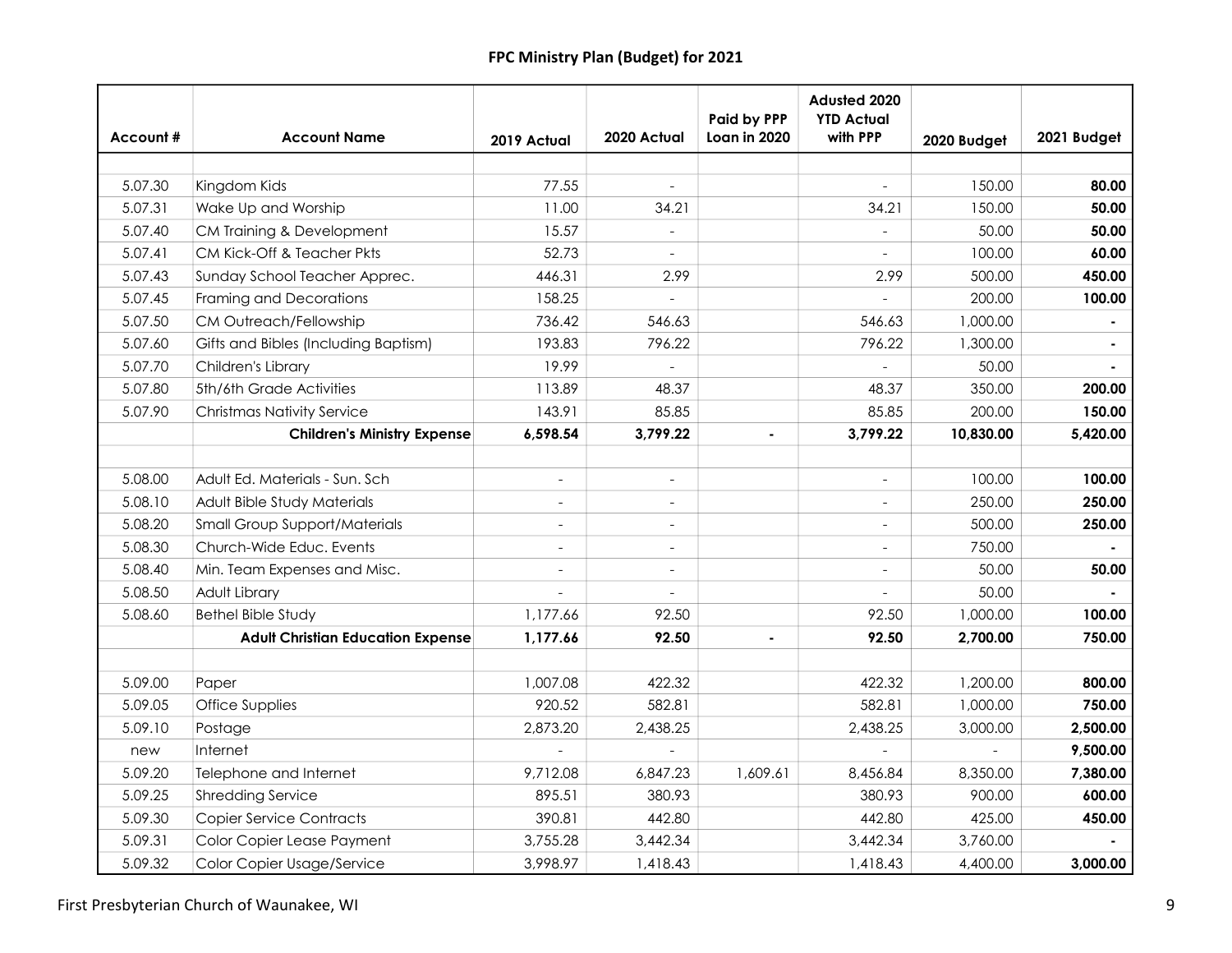## FPC Ministry Plan (Budget) for 2021

| Account # | Account Name | 2019 Actual | 2020 Actual | Paid by PPP Loan in 2020 | Adusted 2020 YTD Actual with PPP | 2020 Budget | 2021 Budget |
|---|---|---|---|---|---|---|---|
| | | | | | | | |
| 5.07.30 | Kingdom Kids | 77.55 | - | | - | 150.00 | **80.00** |
| 5.07.31 | Wake Up and Worship | 11.00 | 34.21 | | 34.21 | 150.00 | **50.00** |
| 5.07.40 | CM Training & Development | 15.57 | - | | - | 50.00 | **50.00** |
| 5.07.41 | CM Kick-Off & Teacher Pkts | 52.73 | - | | - | 100.00 | **60.00** |
| 5.07.43 | Sunday School Teacher Apprec. | 446.31 | 2.99 | | 2.99 | 500.00 | **450.00** |
| 5.07.45 | Framing and Decorations | 158.25 | - | | - | 200.00 | **100.00** |
| 5.07.50 | CM Outreach/Fellowship | 736.42 | 546.63 | | 546.63 | 1,000.00 | **-** |
| 5.07.60 | Gifts and Bibles (Including Baptism) | 193.83 | 796.22 | | 796.22 | 1,300.00 | **-** |
| 5.07.70 | Children's Library | 19.99 | - | | - | 50.00 | **-** |
| 5.07.80 | 5th/6th Grade Activities | 113.89 | 48.37 | | 48.37 | 350.00 | **200.00** |
| 5.07.90 | Christmas Nativity Service | 143.91 | 85.85 | | 85.85 | 200.00 | **150.00** |
| | **Children's Ministry Expense** | **6,598.54** | **3,799.22** | **-** | **3,799.22** | **10,830.00** | **5,420.00** |
| | | | | | | | |
| 5.08.00 | Adult Ed. Materials - Sun. Sch | - | - | | - | 100.00 | **100.00** |
| 5.08.10 | Adult Bible Study Materials | - | - | | - | 250.00 | **250.00** |
| 5.08.20 | Small Group Support/Materials | - | - | | - | 500.00 | **250.00** |
| 5.08.30 | Church-Wide Educ. Events | - | - | | - | 750.00 | **-** |
| 5.08.40 | Min. Team Expenses and Misc. | - | - | | - | 50.00 | **50.00** |
| 5.08.50 | Adult Library | - | - | | - | 50.00 | **-** |
| 5.08.60 | Bethel Bible Study | 1,177.66 | 92.50 | | 92.50 | 1,000.00 | **100.00** |
| | **Adult Christian Education Expense** | **1,177.66** | **92.50** | **-** | **92.50** | **2,700.00** | **750.00** |
| | | | | | | | |
| 5.09.00 | Paper | 1,007.08 | 422.32 | | 422.32 | 1,200.00 | **800.00** |
| 5.09.05 | Office Supplies | 920.52 | 582.81 | | 582.81 | 1,000.00 | **750.00** |
| 5.09.10 | Postage | 2,873.20 | 2,438.25 | | 2,438.25 | 3,000.00 | **2,500.00** |
| new | Internet | - | - | | - | - | **9,500.00** |
| 5.09.20 | Telephone and Internet | 9,712.08 | 6,847.23 | 1,609.61 | 8,456.84 | 8,350.00 | **7,380.00** |
| 5.09.25 | Shredding Service | 895.51 | 380.93 | | 380.93 | 900.00 | **600.00** |
| 5.09.30 | Copier Service Contracts | 390.81 | 442.80 | | 442.80 | 425.00 | **450.00** |
| 5.09.31 | Color Copier Lease Payment | 3,755.28 | 3,442.34 | | 3,442.34 | 3,760.00 | **-** |
| 5.09.32 | Color Copier Usage/Service | 3,998.97 | 1,418.43 | | 1,418.43 | 4,400.00 | **3,000.00** |

First Presbyterian Church of Waunakee, WI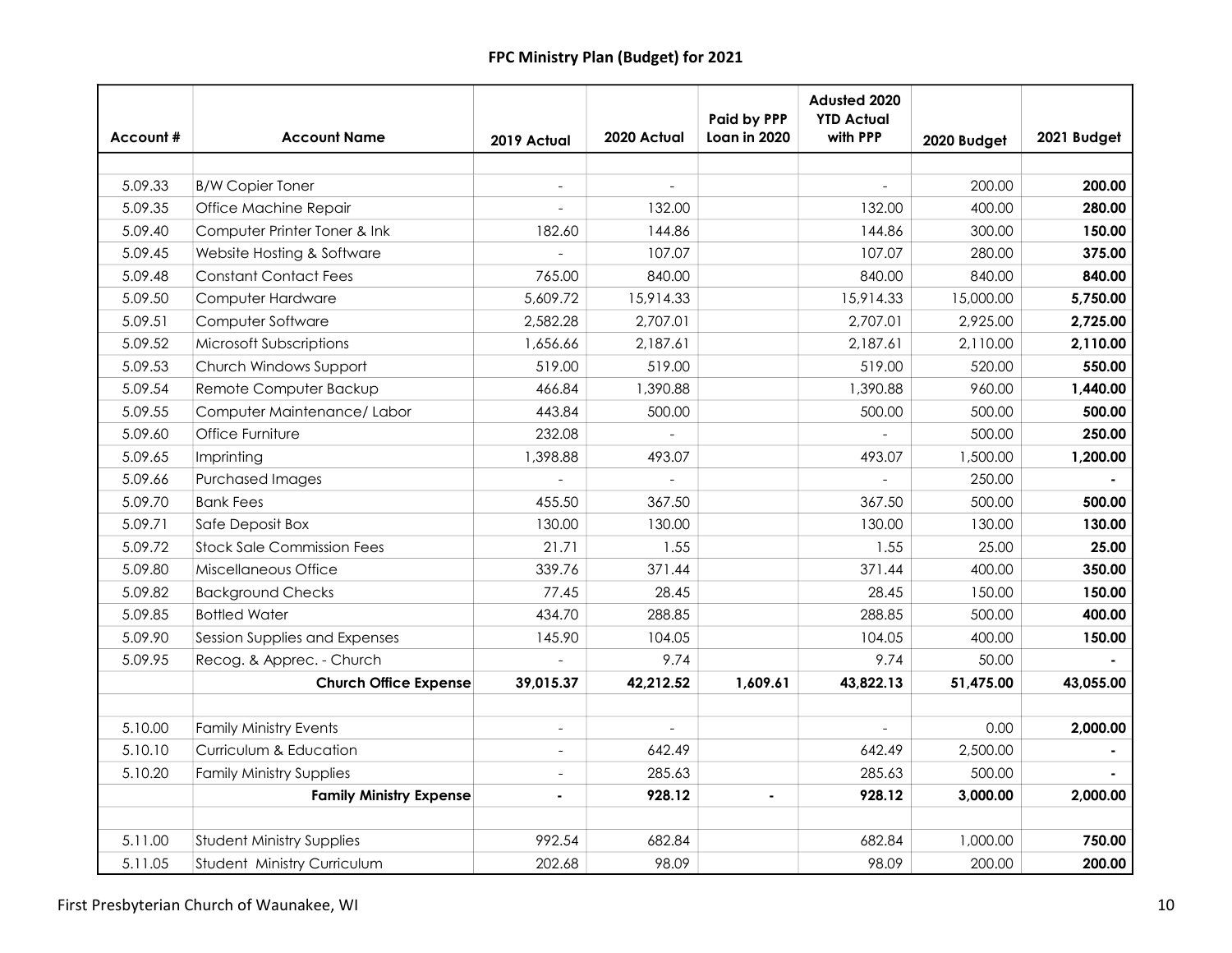## FPC Ministry Plan (Budget) for 2021

| Account # | Account Name | 2019 Actual | 2020 Actual | Paid by PPP Loan in 2020 | Adusted 2020 YTD Actual with PPP | 2020 Budget | 2021 Budget |
|---|---|---|---|---|---|---|---|
| | | | | | | | |
| 5.09.33 | B/W Copier Toner | - | - | | - | 200.00 | **200.00** |
| 5.09.35 | Office Machine Repair | - | 132.00 | | 132.00 | 400.00 | **280.00** |
| 5.09.40 | Computer Printer Toner & Ink | 182.60 | 144.86 | | 144.86 | 300.00 | **150.00** |
| 5.09.45 | Website Hosting & Software | - | 107.07 | | 107.07 | 280.00 | **375.00** |
| 5.09.48 | Constant Contact Fees | 765.00 | 840.00 | | 840.00 | 840.00 | **840.00** |
| 5.09.50 | Computer Hardware | 5,609.72 | 15,914.33 | | 15,914.33 | 15,000.00 | **5,750.00** |
| 5.09.51 | Computer Software | 2,582.28 | 2,707.01 | | 2,707.01 | 2,925.00 | **2,725.00** |
| 5.09.52 | Microsoft Subscriptions | 1,656.66 | 2,187.61 | | 2,187.61 | 2,110.00 | **2,110.00** |
| 5.09.53 | Church Windows Support | 519.00 | 519.00 | | 519.00 | 520.00 | **550.00** |
| 5.09.54 | Remote Computer Backup | 466.84 | 1,390.88 | | 1,390.88 | 960.00 | **1,440.00** |
| 5.09.55 | Computer Maintenance/ Labor | 443.84 | 500.00 | | 500.00 | 500.00 | **500.00** |
| 5.09.60 | Office Furniture | 232.08 | - | | - | 500.00 | **250.00** |
| 5.09.65 | Imprinting | 1,398.88 | 493.07 | | 493.07 | 1,500.00 | **1,200.00** |
| 5.09.66 | Purchased Images | - | - | | - | 250.00 | **-** |
| 5.09.70 | Bank Fees | 455.50 | 367.50 | | 367.50 | 500.00 | **500.00** |
| 5.09.71 | Safe Deposit Box | 130.00 | 130.00 | | 130.00 | 130.00 | **130.00** |
| 5.09.72 | Stock Sale Commission Fees | 21.71 | 1.55 | | 1.55 | 25.00 | **25.00** |
| 5.09.80 | Miscellaneous Office | 339.76 | 371.44 | | 371.44 | 400.00 | **350.00** |
| 5.09.82 | Background Checks | 77.45 | 28.45 | | 28.45 | 150.00 | **150.00** |
| 5.09.85 | Bottled Water | 434.70 | 288.85 | | 288.85 | 500.00 | **400.00** |
| 5.09.90 | Session Supplies and Expenses | 145.90 | 104.05 | | 104.05 | 400.00 | **150.00** |
| 5.09.95 | Recog. & Apprec. - Church | - | 9.74 | | 9.74 | 50.00 | **-** |
| | **Church Office Expense** | **39,015.37** | **42,212.52** | **1,609.61** | **43,822.13** | **51,475.00** | **43,055.00** |
| | | | | | | | |
| 5.10.00 | Family Ministry Events | - | - | | - | 0.00 | **2,000.00** |
| 5.10.10 | Curriculum & Education | - | 642.49 | | 642.49 | 2,500.00 | **-** |
| 5.10.20 | Family Ministry Supplies | - | 285.63 | | 285.63 | 500.00 | **-** |
| | **Family Ministry Expense** | **-** | **928.12** | **-** | **928.12** | **3,000.00** | **2,000.00** |
| | | | | | | | |
| 5.11.00 | Student Ministry Supplies | 992.54 | 682.84 | | 682.84 | 1,000.00 | **750.00** |
| 5.11.05 | Student Ministry Curriculum | 202.68 | 98.09 | | 98.09 | 200.00 | **200.00** |

First Presbyterian Church of Waunakee, WI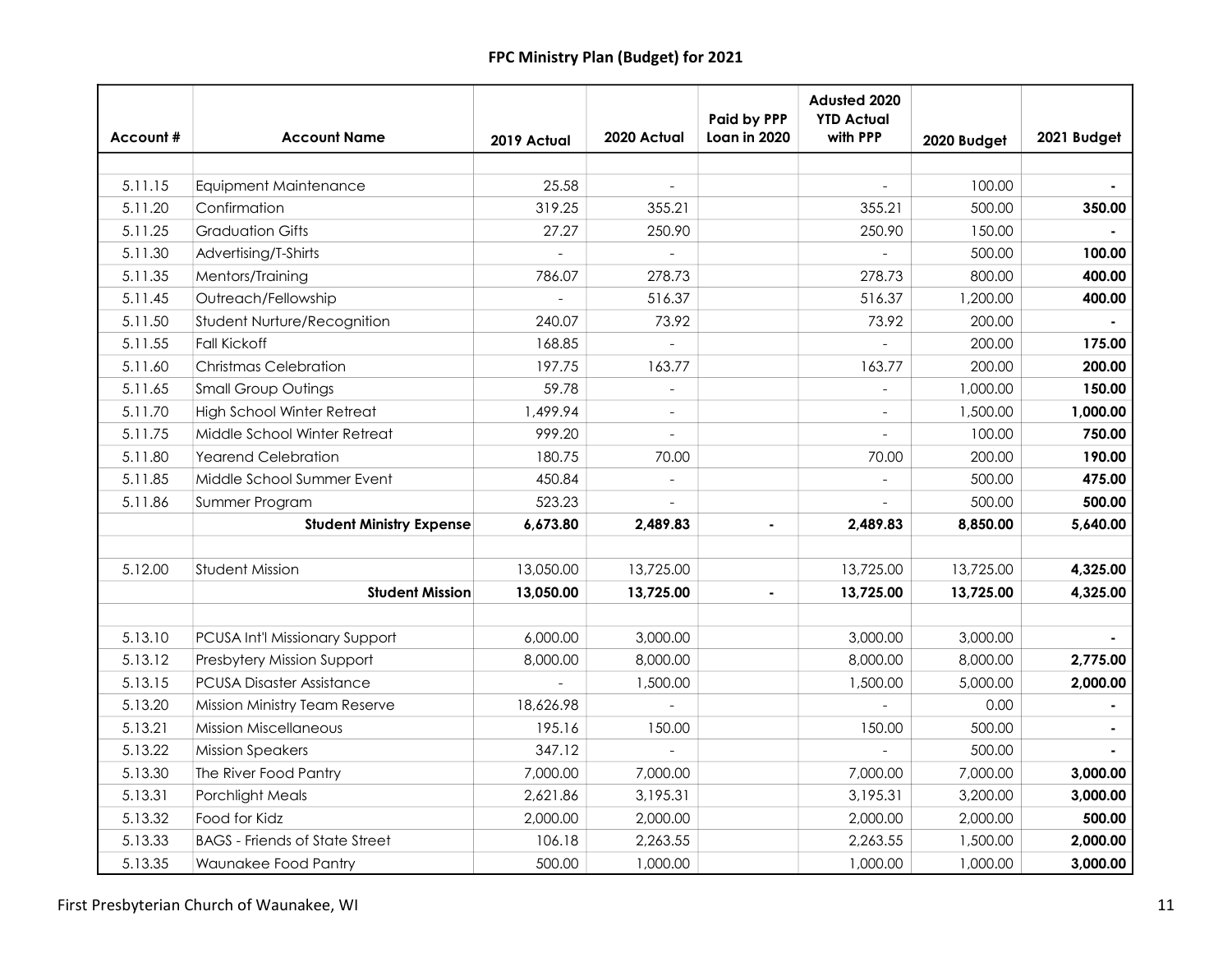# FPC Ministry Plan (Budget) for 2021

| Account # | Account Name | 2019 Actual | 2020 Actual | Paid by PPP Loan in 2020 | Adusted 2020 YTD Actual with PPP | 2020 Budget | 2021 Budget |
|---|---|---|---|---|---|---|---|
| | | | | | | | |
| 5.11.15 | Equipment Maintenance | 25.58 | - | | - | 100.00 | **-** |
| 5.11.20 | Confirmation | 319.25 | 355.21 | | 355.21 | 500.00 | **350.00** |
| 5.11.25 | Graduation Gifts | 27.27 | 250.90 | | 250.90 | 150.00 | **-** |
| 5.11.30 | Advertising/T-Shirts | - | - | | - | 500.00 | **100.00** |
| 5.11.35 | Mentors/Training | 786.07 | 278.73 | | 278.73 | 800.00 | **400.00** |
| 5.11.45 | Outreach/Fellowship | - | 516.37 | | 516.37 | 1,200.00 | **400.00** |
| 5.11.50 | Student Nurture/Recognition | 240.07 | 73.92 | | 73.92 | 200.00 | **-** |
| 5.11.55 | Fall Kickoff | 168.85 | - | | - | 200.00 | **175.00** |
| 5.11.60 | Christmas Celebration | 197.75 | 163.77 | | 163.77 | 200.00 | **200.00** |
| 5.11.65 | Small Group Outings | 59.78 | - | | - | 1,000.00 | **150.00** |
| 5.11.70 | High School Winter Retreat | 1,499.94 | - | | - | 1,500.00 | **1,000.00** |
| 5.11.75 | Middle School Winter Retreat | 999.20 | - | | - | 100.00 | **750.00** |
| 5.11.80 | Yearend Celebration | 180.75 | 70.00 | | 70.00 | 200.00 | **190.00** |
| 5.11.85 | Middle School Summer Event | 450.84 | - | | - | 500.00 | **475.00** |
| 5.11.86 | Summer Program | 523.23 | - | | - | 500.00 | **500.00** |
| | **Student Ministry Expense** | **6,673.80** | **2,489.83** | **-** | **2,489.83** | **8,850.00** | **5,640.00** |
| | | | | | | | |
| 5.12.00 | Student Mission | 13,050.00 | 13,725.00 | | 13,725.00 | 13,725.00 | **4,325.00** |
| | **Student Mission** | **13,050.00** | **13,725.00** | **-** | **13,725.00** | **13,725.00** | **4,325.00** |
| | | | | | | | |
| 5.13.10 | PCUSA Int'l Missionary Support | 6,000.00 | 3,000.00 | | 3,000.00 | 3,000.00 | **-** |
| 5.13.12 | Presbytery Mission Support | 8,000.00 | 8,000.00 | | 8,000.00 | 8,000.00 | **2,775.00** |
| 5.13.15 | PCUSA Disaster Assistance | - | 1,500.00 | | 1,500.00 | 5,000.00 | **2,000.00** |
| 5.13.20 | Mission Ministry Team Reserve | 18,626.98 | - | | - | 0.00 | **-** |
| 5.13.21 | Mission Miscellaneous | 195.16 | 150.00 | | 150.00 | 500.00 | **-** |
| 5.13.22 | Mission Speakers | 347.12 | - | | - | 500.00 | **-** |
| 5.13.30 | The River Food Pantry | 7,000.00 | 7,000.00 | | 7,000.00 | 7,000.00 | **3,000.00** |
| 5.13.31 | Porchlight Meals | 2,621.86 | 3,195.31 | | 3,195.31 | 3,200.00 | **3,000.00** |
| 5.13.32 | Food for Kidz | 2,000.00 | 2,000.00 | | 2,000.00 | 2,000.00 | **500.00** |
| 5.13.33 | BAGS - Friends of State Street | 106.18 | 2,263.55 | | 2,263.55 | 1,500.00 | **2,000.00** |
| 5.13.35 | Waunakee Food Pantry | 500.00 | 1,000.00 | | 1,000.00 | 1,000.00 | **3,000.00** |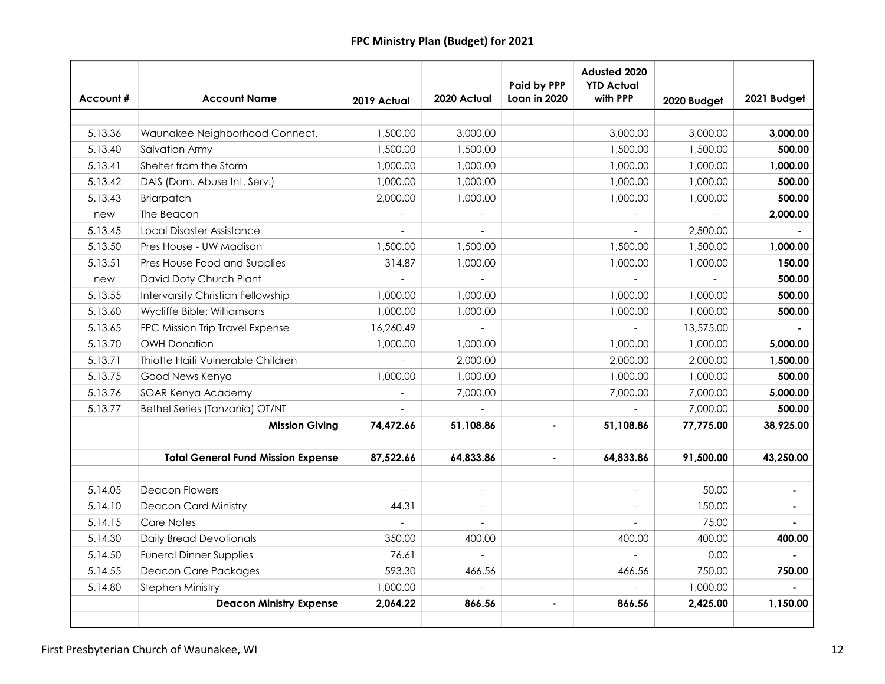## FPC Ministry Plan (Budget) for 2021

| Account # | Account Name | 2019 Actual | 2020 Actual | Paid by PPP Loan in 2020 | Adusted 2020 YTD Actual with PPP | 2020 Budget | 2021 Budget |
|---|---|---|---|---|---|---|---|
| | | | | | | | |
| 5.13.36 | Waunakee Neighborhood Connect. | 1,500.00 | 3,000.00 | | 3,000.00 | 3,000.00 | **3,000.00** |
| 5.13.40 | Salvation Army | 1,500.00 | 1,500.00 | | 1,500.00 | 1,500.00 | **500.00** |
| 5.13.41 | Shelter from the Storm | 1,000.00 | 1,000.00 | | 1,000.00 | 1,000.00 | **1,000.00** |
| 5.13.42 | DAIS (Dom. Abuse Int. Serv.) | 1,000.00 | 1,000.00 | | 1,000.00 | 1,000.00 | **500.00** |
| 5.13.43 | Briarpatch | 2,000.00 | 1,000.00 | | 1,000.00 | 1,000.00 | **500.00** |
| new | The Beacon | - | - | | - | - | **2,000.00** |
| 5.13.45 | Local Disaster Assistance | - | - | | - | 2,500.00 | **-** |
| 5.13.50 | Pres House - UW Madison | 1,500.00 | 1,500.00 | | 1,500.00 | 1,500.00 | **1,000.00** |
| 5.13.51 | Pres House Food and Supplies | 314.87 | 1,000.00 | | 1,000.00 | 1,000.00 | **150.00** |
| new | David Doty Church Plant | - | - | | - | - | **500.00** |
| 5.13.55 | Intervarsity Christian Fellowship | 1,000.00 | 1,000.00 | | 1,000.00 | 1,000.00 | **500.00** |
| 5.13.60 | Wycliffe Bible: Williamsons | 1,000.00 | 1,000.00 | | 1,000.00 | 1,000.00 | **500.00** |
| 5.13.65 | FPC Mission Trip Travel Expense | 16,260.49 | - | | - | 13,575.00 | **-** |
| 5.13.70 | OWH Donation | 1,000.00 | 1,000.00 | | 1,000.00 | 1,000.00 | **5,000.00** |
| 5.13.71 | Thiotte Haiti Vulnerable Children | - | 2,000.00 | | 2,000.00 | 2,000.00 | **1,500.00** |
| 5.13.75 | Good News Kenya | 1,000.00 | 1,000.00 | | 1,000.00 | 1,000.00 | **500.00** |
| 5.13.76 | SOAR Kenya Academy | - | 7,000.00 | | 7,000.00 | 7,000.00 | **5,000.00** |
| 5.13.77 | Bethel Series (Tanzania) OT/NT | - | - | | - | 7,000.00 | **500.00** |
| | **Mission Giving** | **74,472.66** | **51,108.86** | **-** | **51,108.86** | **77,775.00** | **38,925.00** |
| | | | | | | | |
| | **Total General Fund Mission Expense** | **87,522.66** | **64,833.86** | **-** | **64,833.86** | **91,500.00** | **43,250.00** |
| | | | | | | | |
| 5.14.05 | Deacon Flowers | - | - | | - | 50.00 | **-** |
| 5.14.10 | Deacon Card Ministry | 44.31 | - | | - | 150.00 | **-** |
| 5.14.15 | Care Notes | - | - | | - | 75.00 | **-** |
| 5.14.30 | Daily Bread Devotionals | 350.00 | 400.00 | | 400.00 | 400.00 | **400.00** |
| 5.14.50 | Funeral Dinner Supplies | 76.61 | - | | - | 0.00 | **-** |
| 5.14.55 | Deacon Care Packages | 593.30 | 466.56 | | 466.56 | 750.00 | **750.00** |
| 5.14.80 | Stephen Ministry | 1,000.00 | - | | - | 1,000.00 | **-** |
| | **Deacon Ministry Expense** | **2,064.22** | **866.56** | **-** | **866.56** | **2,425.00** | **1,150.00** |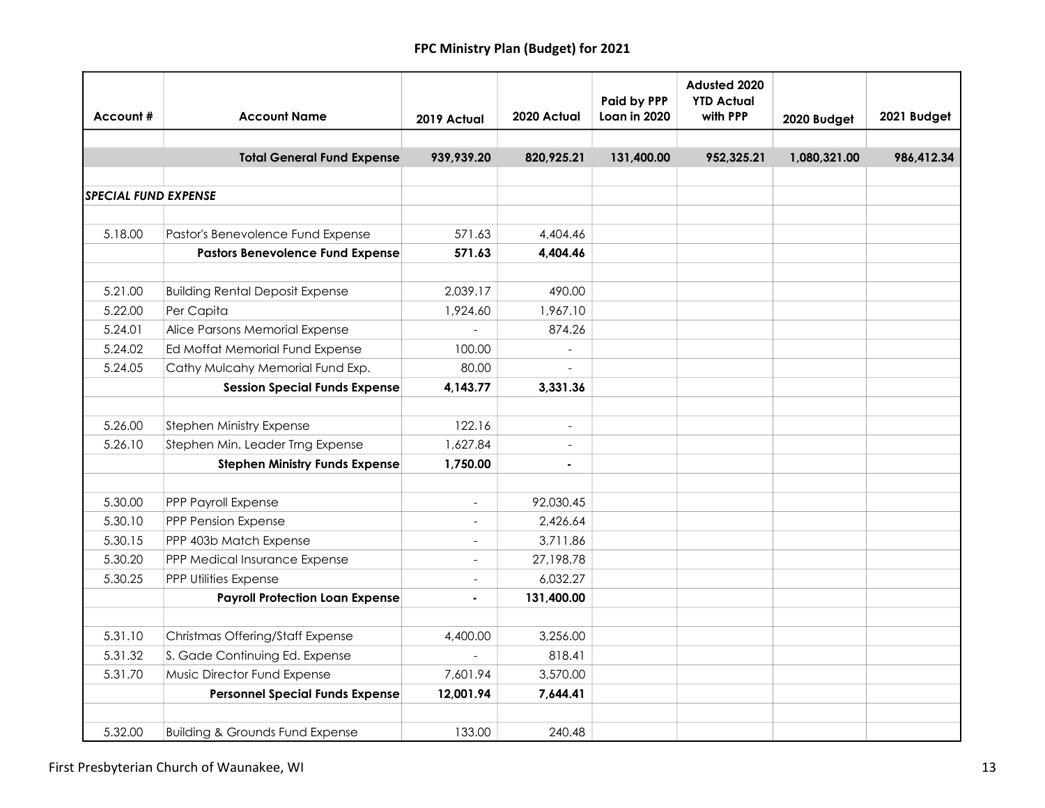# FPC Ministry Plan (Budget) for 2021

| Account # | Account Name | 2019 Actual | 2020 Actual | Paid by PPP Loan in 2020 | Adusted 2020 YTD Actual with PPP | 2020 Budget | 2021 Budget |
|---|---|---|---|---|---|---|---|
| | | | | | | | |
| | **Total General Fund Expense** | **939,939.20** | **820,925.21** | **131,400.00** | **952,325.21** | **1,080,321.00** | **986,412.34** |
| | | | | | | | |
| ***SPECIAL FUND EXPENSE*** | | | | | | | |
| | | | | | | | |
| 5.18.00 | Pastor's Benevolence Fund Expense | 571.63 | 4,404.46 | | | | |
| | **Pastors Benevolence Fund Expense** | **571.63** | **4,404.46** | | | | |
| | | | | | | | |
| 5.21.00 | Building Rental Deposit Expense | 2,039.17 | 490.00 | | | | |
| 5.22.00 | Per Capita | 1,924.60 | 1,967.10 | | | | |
| 5.24.01 | Alice Parsons Memorial Expense | - | 874.26 | | | | |
| 5.24.02 | Ed Moffat Memorial Fund Expense | 100.00 | - | | | | |
| 5.24.05 | Cathy Mulcahy Memorial Fund Exp. | 80.00 | - | | | | |
| | **Session Special Funds Expense** | **4,143.77** | **3,331.36** | | | | |
| | | | | | | | |
| 5.26.00 | Stephen Ministry Expense | 122.16 | - | | | | |
| 5.26.10 | Stephen Min. Leader Trng Expense | 1,627.84 | - | | | | |
| | **Stephen Ministry Funds Expense** | **1,750.00** | **-** | | | | |
| | | | | | | | |
| 5.30.00 | PPP Payroll Expense | - | 92,030.45 | | | | |
| 5.30.10 | PPP Pension Expense | - | 2,426.64 | | | | |
| 5.30.15 | PPP 403b Match Expense | - | 3,711.86 | | | | |
| 5.30.20 | PPP Medical Insurance Expense | - | 27,198.78 | | | | |
| 5.30.25 | PPP Utilities Expense | - | 6,032.27 | | | | |
| | **Payroll Protection Loan Expense** | **-** | **131,400.00** | | | | |
| | | | | | | | |
| 5.31.10 | Christmas Offering/Staff Expense | 4,400.00 | 3,256.00 | | | | |
| 5.31.32 | S. Gade Continuing Ed. Expense | - | 818.41 | | | | |
| 5.31.70 | Music Director Fund Expense | 7,601.94 | 3,570.00 | | | | |
| | **Personnel Special Funds Expense** | **12,001.94** | **7,644.41** | | | | |
| | | | | | | | |
| 5.32.00 | Building & Grounds Fund Expense | 133.00 | 240.48 | | | | |

First Presbyterian Church of Waunakee, WI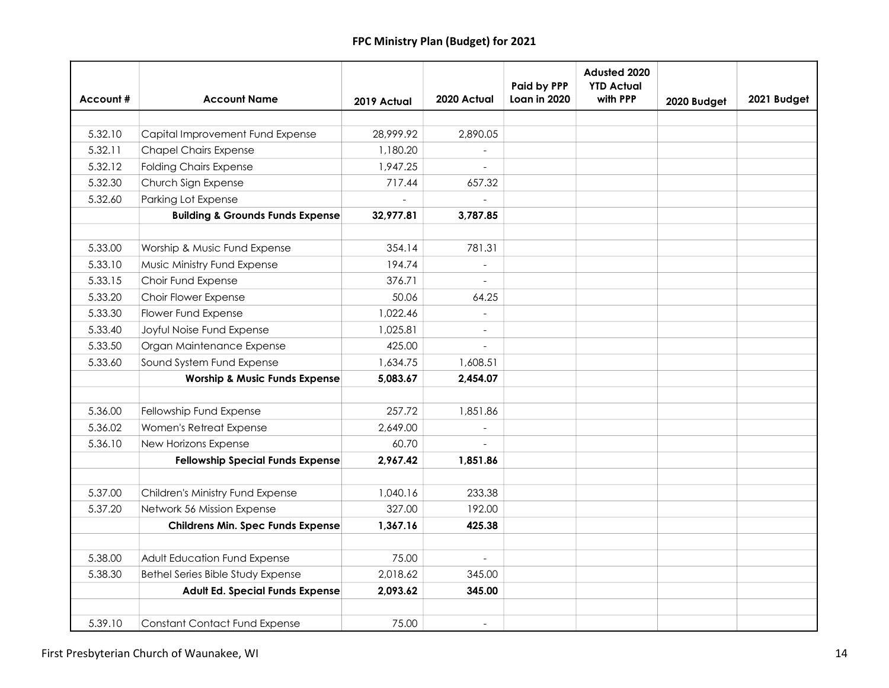## FPC Ministry Plan (Budget) for 2021

| Account # | Account Name | 2019 Actual | 2020 Actual | Paid by PPP Loan in 2020 | Adusted 2020 YTD Actual with PPP | 2020 Budget | 2021 Budget |
|---|---|---|---|---|---|---|---|
| | | | | | | | |
| 5.32.10 | Capital Improvement Fund Expense | 28,999.92 | 2,890.05 | | | | |
| 5.32.11 | Chapel Chairs Expense | 1,180.20 | - | | | | |
| 5.32.12 | Folding Chairs Expense | 1,947.25 | - | | | | |
| 5.32.30 | Church Sign Expense | 717.44 | 657.32 | | | | |
| 5.32.60 | Parking Lot Expense | - | - | | | | |
| | **Building & Grounds Funds Expense** | **32,977.81** | **3,787.85** | | | | |
| | | | | | | | |
| 5.33.00 | Worship & Music Fund Expense | 354.14 | 781.31 | | | | |
| 5.33.10 | Music Ministry Fund Expense | 194.74 | - | | | | |
| 5.33.15 | Choir Fund Expense | 376.71 | - | | | | |
| 5.33.20 | Choir Flower Expense | 50.06 | 64.25 | | | | |
| 5.33.30 | Flower Fund Expense | 1,022.46 | - | | | | |
| 5.33.40 | Joyful Noise Fund Expense | 1,025.81 | - | | | | |
| 5.33.50 | Organ Maintenance Expense | 425.00 | - | | | | |
| 5.33.60 | Sound System Fund Expense | 1,634.75 | 1,608.51 | | | | |
| | **Worship & Music Funds Expense** | **5,083.67** | **2,454.07** | | | | |
| | | | | | | | |
| 5.36.00 | Fellowship Fund Expense | 257.72 | 1,851.86 | | | | |
| 5.36.02 | Women's Retreat Expense | 2,649.00 | - | | | | |
| 5.36.10 | New Horizons Expense | 60.70 | - | | | | |
| | **Fellowship Special Funds Expense** | **2,967.42** | **1,851.86** | | | | |
| | | | | | | | |
| 5.37.00 | Children's Ministry Fund Expense | 1,040.16 | 233.38 | | | | |
| 5.37.20 | Network 56 Mission Expense | 327.00 | 192.00 | | | | |
| | **Childrens Min. Spec Funds Expense** | **1,367.16** | **425.38** | | | | |
| | | | | | | | |
| 5.38.00 | Adult Education Fund Expense | 75.00 | - | | | | |
| 5.38.30 | Bethel Series Bible Study Expense | 2,018.62 | 345.00 | | | | |
| | **Adult Ed. Special Funds Expense** | **2,093.62** | **345.00** | | | | |
| | | | | | | | |
| 5.39.10 | Constant Contact Fund Expense | 75.00 | - | | | | |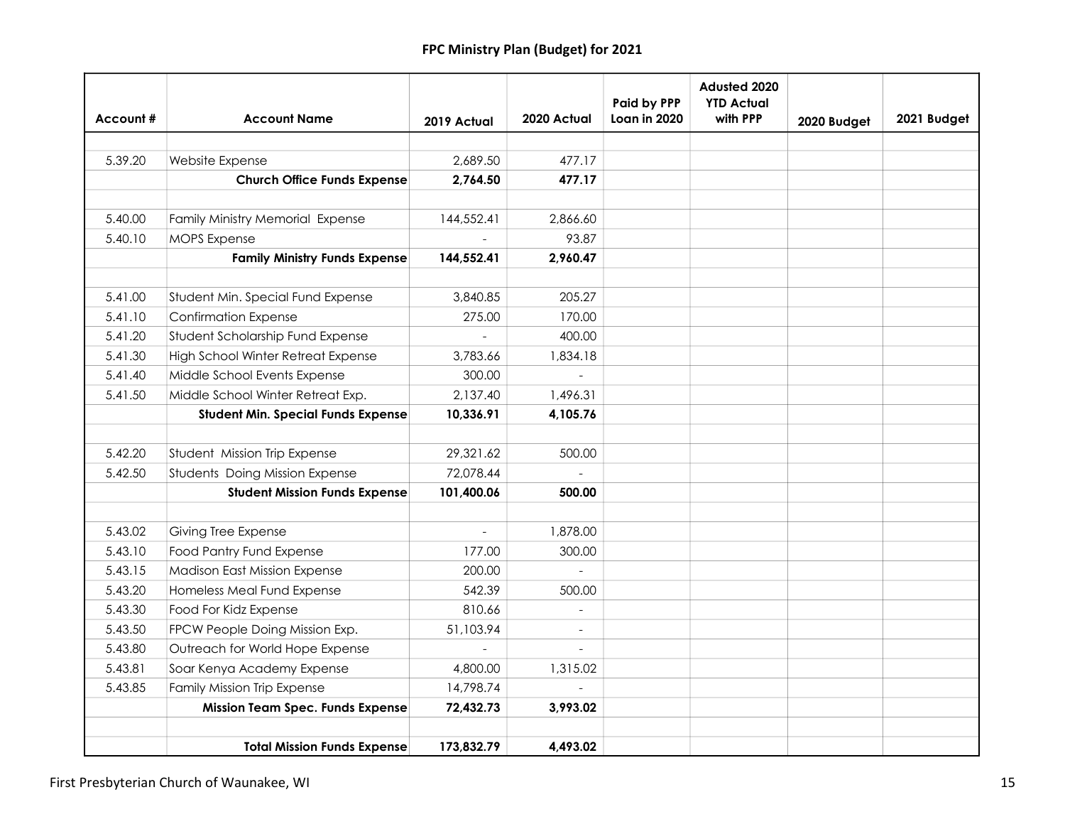**FPC Ministry Plan (Budget) for 2021**

| Account # | Account Name | 2019 Actual | 2020 Actual | Paid by PPP Loan in 2020 | Adusted 2020 YTD Actual with PPP | 2020 Budget | 2021 Budget |
|---|---|---|---|---|---|---|---|
| | | | | | | | |
| 5.39.20 | Website Expense | 2,689.50 | 477.17 | | | | |
| | **Church Office Funds Expense** | **2,764.50** | **477.17** | | | | |
| | | | | | | | |
| 5.40.00 | Family Ministry Memorial Expense | 144,552.41 | 2,866.60 | | | | |
| 5.40.10 | MOPS Expense | - | 93.87 | | | | |
| | **Family Ministry Funds Expense** | **144,552.41** | **2,960.47** | | | | |
| | | | | | | | |
| 5.41.00 | Student Min. Special Fund Expense | 3,840.85 | 205.27 | | | | |
| 5.41.10 | Confirmation Expense | 275.00 | 170.00 | | | | |
| 5.41.20 | Student Scholarship Fund Expense | - | 400.00 | | | | |
| 5.41.30 | High School Winter Retreat Expense | 3,783.66 | 1,834.18 | | | | |
| 5.41.40 | Middle School Events Expense | 300.00 | - | | | | |
| 5.41.50 | Middle School Winter Retreat Exp. | 2,137.40 | 1,496.31 | | | | |
| | **Student Min. Special Funds Expense** | **10,336.91** | **4,105.76** | | | | |
| | | | | | | | |
| 5.42.20 | Student Mission Trip Expense | 29,321.62 | 500.00 | | | | |
| 5.42.50 | Students Doing Mission Expense | 72,078.44 | - | | | | |
| | **Student Mission Funds Expense** | **101,400.06** | **500.00** | | | | |
| | | | | | | | |
| 5.43.02 | Giving Tree Expense | - | 1,878.00 | | | | |
| 5.43.10 | Food Pantry Fund Expense | 177.00 | 300.00 | | | | |
| 5.43.15 | Madison East Mission Expense | 200.00 | - | | | | |
| 5.43.20 | Homeless Meal Fund Expense | 542.39 | 500.00 | | | | |
| 5.43.30 | Food For Kidz Expense | 810.66 | - | | | | |
| 5.43.50 | FPCW People Doing Mission Exp. | 51,103.94 | - | | | | |
| 5.43.80 | Outreach for World Hope Expense | - | - | | | | |
| 5.43.81 | Soar Kenya Academy Expense | 4,800.00 | 1,315.02 | | | | |
| 5.43.85 | Family Mission Trip Expense | 14,798.74 | - | | | | |
| | **Mission Team Spec. Funds Expense** | **72,432.73** | **3,993.02** | | | | |
| | | | | | | | |
| | **Total Mission Funds Expense** | **173,832.79** | **4,493.02** | | | | |

First Presbyterian Church of Waunakee, WI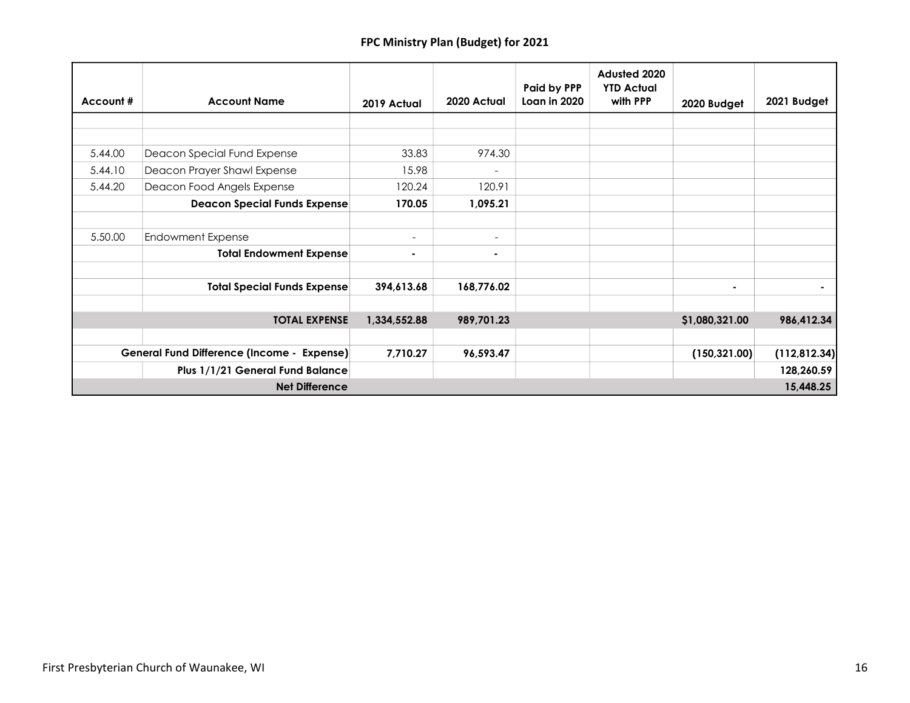## FPC Ministry Plan (Budget) for 2021

| Account # | Account Name | 2019 Actual | 2020 Actual | Paid by PPP Loan in 2020 | Adusted 2020 YTD Actual with PPP | 2020 Budget | 2021 Budget |
|---|---|---|---|---|---|---|---|
| | | | | | | | |
| | | | | | | | |
| 5.44.00 | Deacon Special Fund Expense | 33.83 | 974.30 | | | | |
| 5.44.10 | Deacon Prayer Shawl Expense | 15.98 | - | | | | |
| 5.44.20 | Deacon Food Angels Expense | 120.24 | 120.91 | | | | |
| | **Deacon Special Funds Expense** | **170.05** | **1,095.21** | | | | |
| | | | | | | | |
| 5.50.00 | Endowment Expense | - | - | | | | |
| | **Total Endowment Expense** | **-** | **-** | | | | |
| | | | | | | | |
| | **Total Special Funds Expense** | **394,613.68** | **168,776.02** | | | **-** | **-** |
| | | | | | | | |
| | **TOTAL EXPENSE** | **1,334,552.88** | **989,701.23** | | | **$1,080,321.00** | **986,412.34** |
| | | | | | | | |
| | **General Fund Difference (Income - Expense)** | **7,710.27** | **96,593.47** | | | **(150,321.00)** | **(112,812.34)** |
| | **Plus 1/1/21 General Fund Balance** | | | | | | **128,260.59** |
| | **Net Difference** | | | | | | **15,448.25** |

First Presbyterian Church of Waunakee, WI